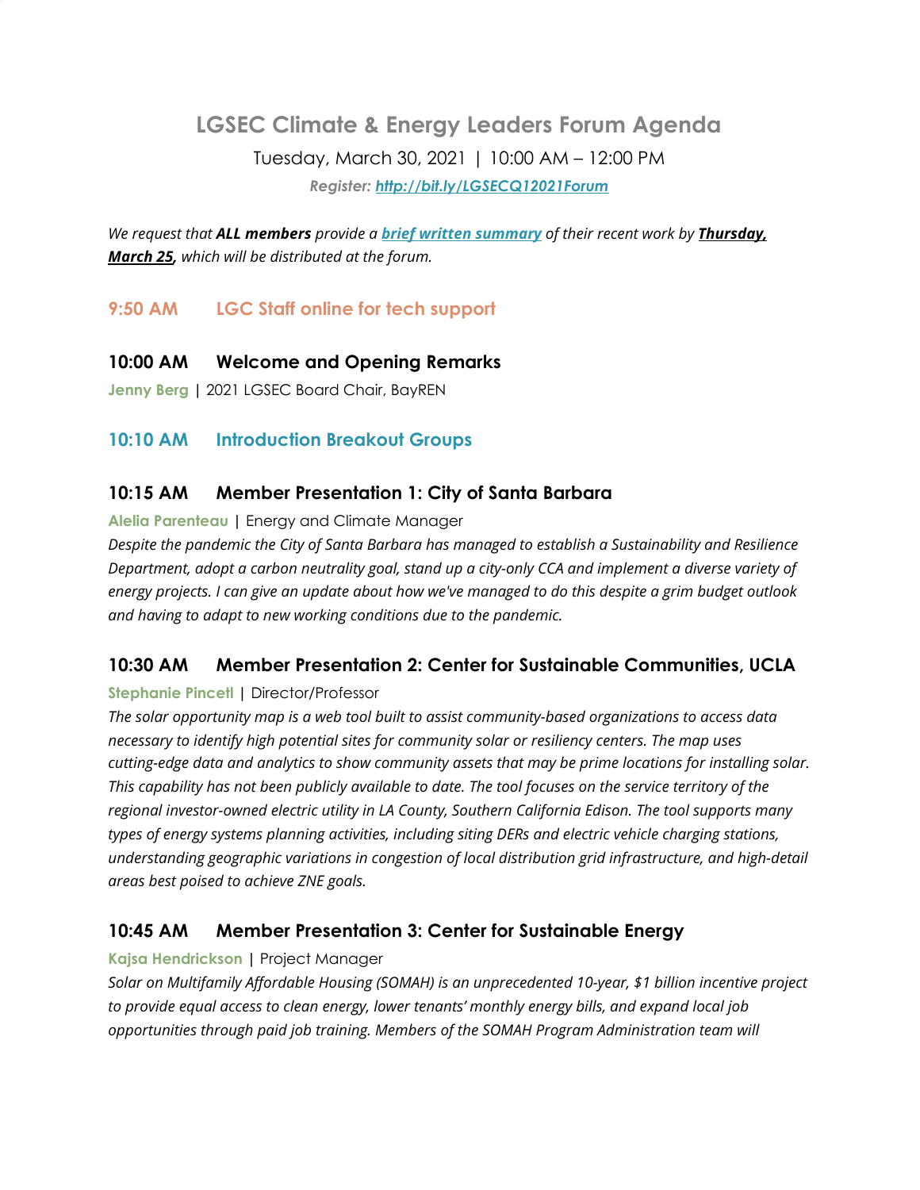# LGSEC Climate & Energy Leaders Forum Agenda

Tuesday, March 30, 2021 | 10:00 AM – 12:00 PM

***Register: [http://bit.ly/LGSECQ12021Forum](http://bit.ly/LGSECQ12021Forum)***

*We request that **ALL members** provide a **brief written summary** of their recent work by **Thursday, March 25**, which will be distributed at the forum.*

## 9:50 AM LGC Staff online for tech support

## 10:00 AM Welcome and Opening Remarks

**Jenny Berg** | 2021 LGSEC Board Chair, BayREN

## 10:10 AM Introduction Breakout Groups

## 10:15 AM Member Presentation 1: City of Santa Barbara

**Alelia Parenteau** | Energy and Climate Manager

*Despite the pandemic the City of Santa Barbara has managed to establish a Sustainability and Resilience Department, adopt a carbon neutrality goal, stand up a city-only CCA and implement a diverse variety of energy projects. I can give an update about how we've managed to do this despite a grim budget outlook and having to adapt to new working conditions due to the pandemic.*

## 10:30 AM Member Presentation 2: Center for Sustainable Communities, UCLA

**Stephanie Pincetl** | Director/Professor

*The solar opportunity map is a web tool built to assist community-based organizations to access data necessary to identify high potential sites for community solar or resiliency centers. The map uses cutting-edge data and analytics to show community assets that may be prime locations for installing solar. This capability has not been publicly available to date. The tool focuses on the service territory of the regional investor-owned electric utility in LA County, Southern California Edison. The tool supports many types of energy systems planning activities, including siting DERs and electric vehicle charging stations, understanding geographic variations in congestion of local distribution grid infrastructure, and high-detail areas best poised to achieve ZNE goals.*

## 10:45 AM Member Presentation 3: Center for Sustainable Energy

**Kajsa Hendrickson** | Project Manager

*Solar on Multifamily Affordable Housing (SOMAH) is an unprecedented 10-year, $1 billion incentive project to provide equal access to clean energy, lower tenants' monthly energy bills, and expand local job opportunities through paid job training. Members of the SOMAH Program Administration team will*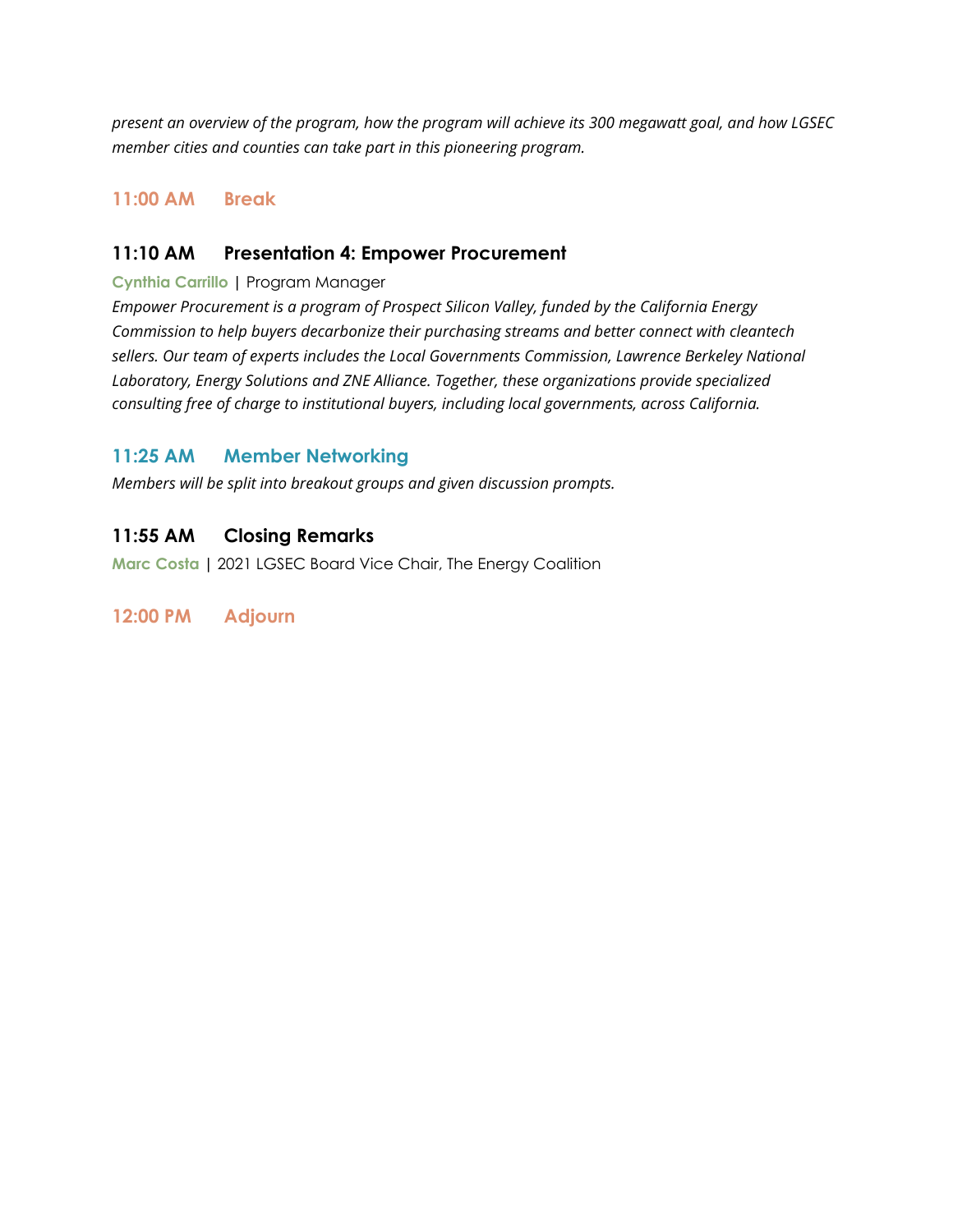*present an overview of the program, how the program will achieve its 300 megawatt goal, and how LGSEC member cities and counties can take part in this pioneering program.*

### 11:00 AM Break

### 11:10 AM Presentation 4: Empower Procurement

**Cynthia Carrillo** | Program Manager

*Empower Procurement is a program of Prospect Silicon Valley, funded by the California Energy Commission to help buyers decarbonize their purchasing streams and better connect with cleantech sellers. Our team of experts includes the Local Governments Commission, Lawrence Berkeley National Laboratory, Energy Solutions and ZNE Alliance. Together, these organizations provide specialized consulting free of charge to institutional buyers, including local governments, across California.*

### 11:25 AM Member Networking

*Members will be split into breakout groups and given discussion prompts.*

### 11:55 AM Closing Remarks

**Marc Costa** | 2021 LGSEC Board Vice Chair, The Energy Coalition

### 12:00 PM Adjourn